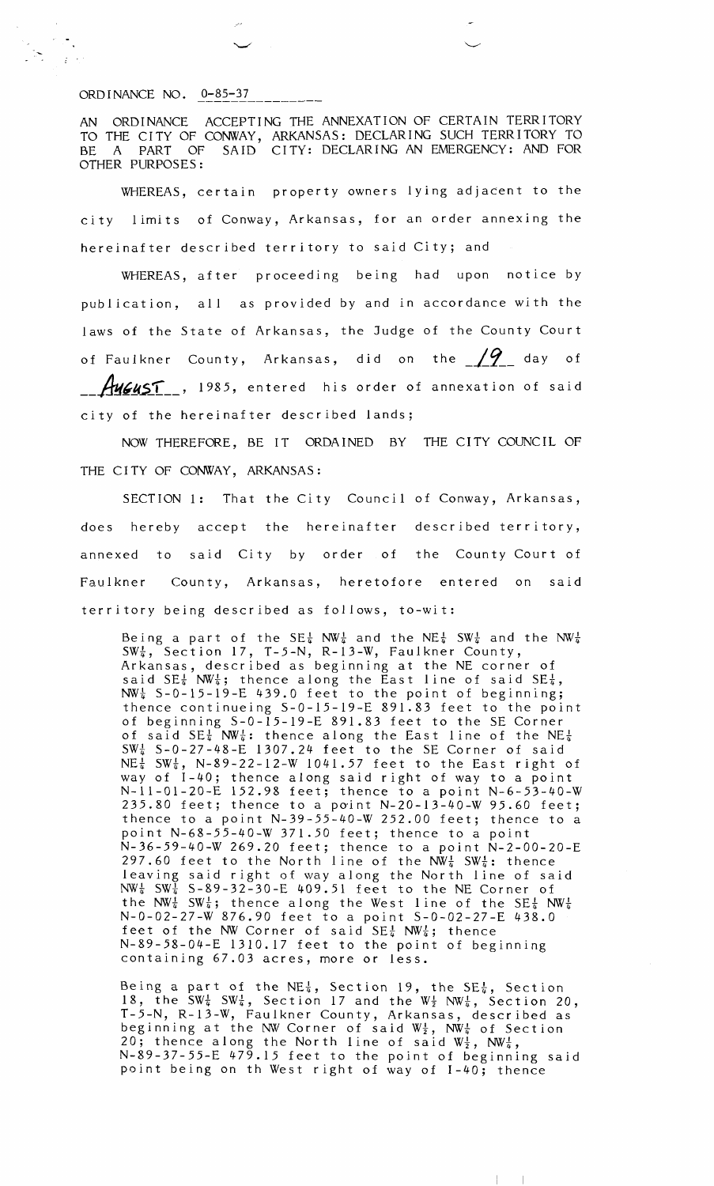ORDINANCE NO. 0-85-37

AN ORDINANCE ACCEPTING THE ANNEXATION OF CERTAIN TERRITORY TO THE CITY OF CONWAY, ARKANSAS: DECLARING SUCH TERRITORY TO BE A PART OF SAID CITY: DECLARING AN EMERGENCY: AND FOR OTHER PURPOSES:

WHEREAS, certain property owners lying adjacent to the city limits of Conway, Arkansas, for an order annexing the hereinafter described territory to said City; and

WHEREAS, after proceeding being had upon notice by publication, all as provided by and in accordance with the laws of the State of Arkansas, the Judge of the County Court of Faulkner County, Arkansas, did on the 19 day of AUGUST, 1985, entered his order of annexation of said city of the hereinafter described lands;

NOW THEREFORE, BE IT ORDAINED BY THE CITY COUNCIL OF THE CITY OF CONWAY, ARKANSAS:

SECTION 1: That the City Council of Conway, Arkansas, does hereby accept the hereinafter described territory, annexed to said City by order of the County Court of Faulkner County, Arkansas, heretofore entered on said territory being described as follows, to-wit:

> Being a part of the SE¼ NW¼ and the NE¼ SW¼ and the NW¼ SW¼, Section 17, T-5-N, R-13-W, Faulkner County, Arkansas, described as beginning at the NE corner of said SE¼ NW¼; thence along the East line of said SE¼, NW¼ S-0-15-19-E 439.0 feet to the point of beginning; thence continueing S-0-15-19-E 891.83 feet to the point of beginning S-0-15-19-E 891.83 feet to the SE Corner of said SE¼ NW¼: thence along the East line of the NE¼ SW¼ S-0-27-48-E 1307.24 feet to the SE Corner of said NE¼ SW¼, N-89-22-12-W 1041.57 feet to the East right of way of I-40; thence along said right of way to a point N-11-01-20-E 152.98 feet; thence to a point N-6-53-40-W 235.80 feet; thence to a point N-20-13-40-W 95.60 feet; thence to a point N-39-55-40-W 252.00 feet; thence to a point N-68-55-40-W 371.50 feet; thence to a point N-36-59-40-W 269.20 feet; thence to a point N-2-00-20-E 297.60 feet to the North line of the NW¼ SW¼: thence leaving said right of way along the North line of said NW¼ SW¼ S-89-32-30-E 409.51 feet to the NE Corner of the NW¼ SW¼; thence along the West line of the SE¼ NW¼ N-0-02-27-W 876.90 feet to a point S-0-02-27-E 438.0 feet of the NW Corner of said SE¼ NW¼; thence N-89-58-04-E 1310.17 feet to the point of beginning containing 67.03 acres, more or less.

> Being a part of the NE¼, Section 19, the SE¼, Section 18, the SW¼ SW¼, Section 17 and the W½ NW¼, Section 20, T-5-N, R-13-W, Faulkner County, Arkansas, described as beginning at the NW Corner of said W½, NW¼ of Section 20; thence along the North line of said W½, NW¼, N-89-37-55-E 479.15 feet to the point of beginning said point being on th West right of way of I-40; thence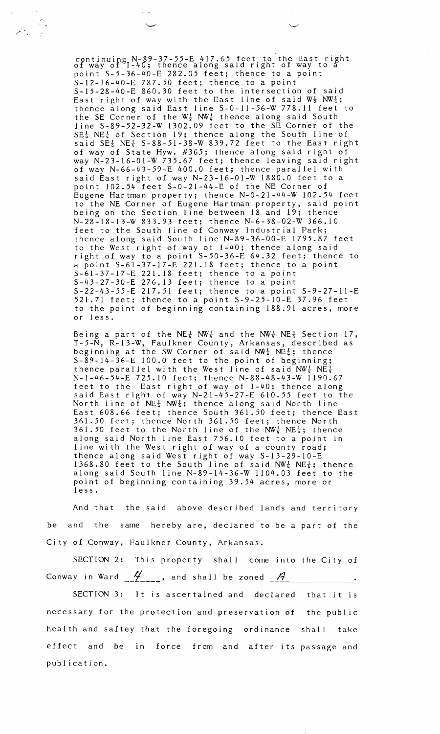continuing N-89-37-55-E 417.65 feet to the East right of way of I-40; thence along said right of way to a point S-5-36-40-E 282.05 feet; thence to a point S-12-16-40-E 787.50 feet; thence to a point S-15-28-40-E 860.30 feet to the intersection of said East right of way with the East line of said W½ NW¼; thence along said East line S-0-11-56-W 778.11 feet to the SE Corner of the W½ NW¼ thence along said South line S-89-52-32-W 1302.09 feet to the SE Corner of the SE¼ NE¼ of Section 19; thence along the South line of said SE¼ NE¼ S-88-51-38-W 839.72 feet to the East right of way of State Hyw. #365; thence along said right of way N-23-16-01-W 735.67 feet; thence leaving said right of way N-66-43-59-E 400.0 feet; thence parallel with said East right of way N-23-16-01-W 1880.0 feet to a point 102.54 feet S-0-21-44-E of the NE Corner of Eugene Hartman property; thence N-0-21-44-W 102.54 feet to the NE Corner of Eugene Hartman property, said point being on the Section line between 18 and 19; thence N-28-18-13-W 833.93 feet; thence N-6-38-02-W 366.10 feet to the South line of Conway Industrial Park; thence along said South line N-89-36-00-E 1795.87 feet to the West right of way of I-40; thence along said right of way to a point S-50-36-E 64.32 feet; thence to a point S-61-37-17-E 221.18 feet; thence to a point S-61-37-17-E 221.18 feet; thence to a point S-43-27-30-E 276.13 feet; thence to a point S-22-43-55-E 217.51 feet; thence to a point S-9-27-11-E 521.71 feet; thence to a point S-9-25-10-E 37.96 feet to the point of beginning containing 188.91 acres, more or less.

Being a part of the NE¼ NW¼ and the NW¼ NE¼ Section 17, T-5-N, R-13-W, Faulkner County, Arkansas, described as beginning at the SW Corner of said NW¼ NE¼; thence S-89-14-36-E 100.0 feet to the point of beginning; thence parallel with the West line of said NW¼ NE¼ N-1-46-54-E 725.10 feet; thence N-88-48-43-W 1190.67 feet to the East right of way of I-40; thence along said East right of way N-21-45-27-E 610.55 feet to the North line of NE¼ NW¼; thence along said North line East 608.66 feet; thence South 361.50 feet; thence East 361.50 feet; thence North 361.50 feet; thence North 361.50 feet to the North line of the NW¼ NE¼; thence along said North line East 756.10 feet to a point in line with the West right of way of a county road; thence along said West right of way S-13-29-10-E 1368.80 feet to the South line of said NW¼ NE¼; thence along said South line N-89-14-36-W 1104.03 feet to the point of beginning containing 39.54 acres, more or less.

And that the said above described lands and territory be and the same hereby are, declared to be a part of the City of Conway, Faulkner County, Arkansas.

SECTION 2: This property shall come into the City of Conway in Ward 4, and shall be zoned A.

SECTION 3: It is ascertained and declared that it is necessary for the protection and preservation of the public health and saftey that the foregoing ordinance shall take effect and be in force from and after its passage and publication.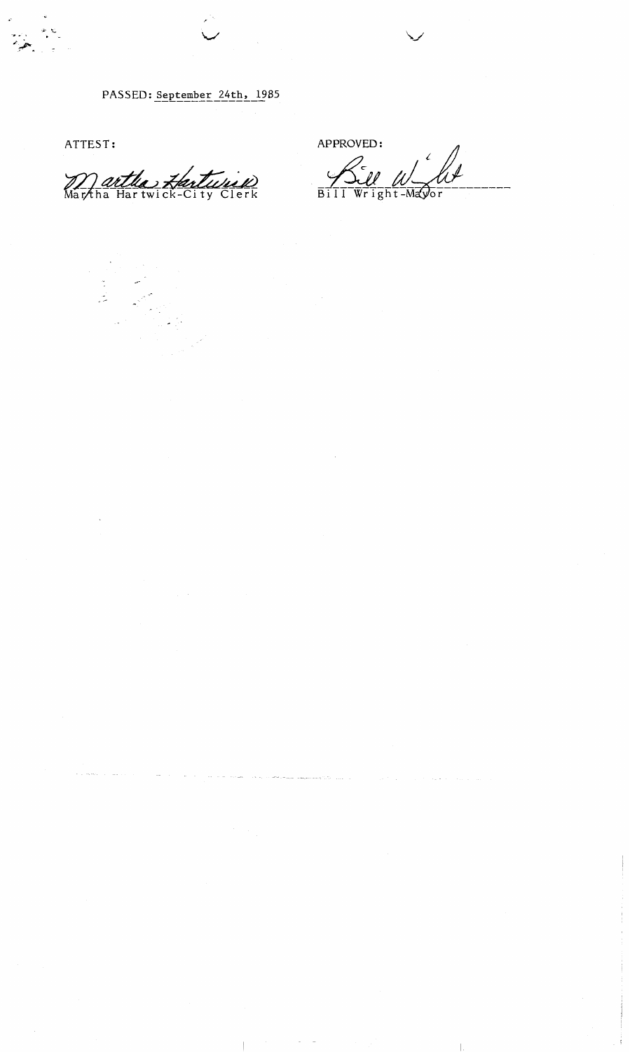PASSED: September 24th, 1985

ATTEST:

Martha Hartwick-City Clerk

APPROVED:

Bill Wright-Mayor